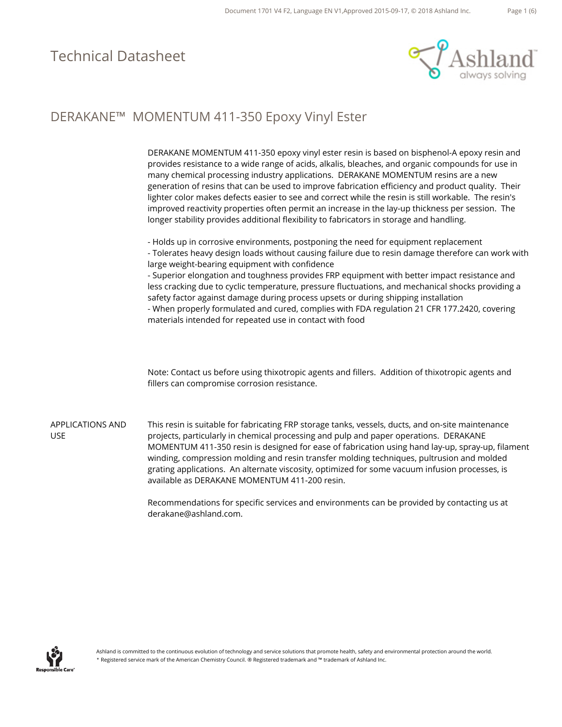# Technical Datasheet

## DERAKANE™ MOMENTUM 411-350 Epoxy Vinyl Ester

DERAKANE MOMENTUM 411-350 epoxy vinyl ester resin is based on bisphenol-A epoxy resin and provides resistance to a wide range of acids, alkalis, bleaches, and organic compounds for use in many chemical processing industry applications. DERAKANE MOMENTUM resins are a new generation of resins that can be used to improve fabrication efficiency and product quality. Their lighter color makes defects easier to see and correct while the resin is still workable. The resin's improved reactivity properties often permit an increase in the lay-up thickness per session. The longer stability provides additional flexibility to fabricators in storage and handling.

- Holds up in corrosive environments, postponing the need for equipment replacement
- Tolerates heavy design loads without causing failure due to resin damage therefore can work with large weight-bearing equipment with confidence
- Superior elongation and toughness provides FRP equipment with better impact resistance and less cracking due to cyclic temperature, pressure fluctuations, and mechanical shocks providing a safety factor against damage during process upsets or during shipping installation
- When properly formulated and cured, complies with FDA regulation 21 CFR 177.2420, covering materials intended for repeated use in contact with food

Note: Contact us before using thixotropic agents and fillers. Addition of thixotropic agents and fillers can compromise corrosion resistance.

### APPLICATIONS AND USE

This resin is suitable for fabricating FRP storage tanks, vessels, ducts, and on-site maintenance projects, particularly in chemical processing and pulp and paper operations. DERAKANE MOMENTUM 411-350 resin is designed for ease of fabrication using hand lay-up, spray-up, filament winding, compression molding and resin transfer molding techniques, pultrusion and molded grating applications. An alternate viscosity, optimized for some vacuum infusion processes, is available as DERAKANE MOMENTUM 411-200 resin.

Recommendations for specific services and environments can be provided by contacting us at derakane@ashland.com.

Ashland is committed to the continuous evolution of technology and service solutions that promote health, safety and environmental protection around the world.
* Registered service mark of the American Chemistry Council. ® Registered trademark and ™ trademark of Ashland Inc.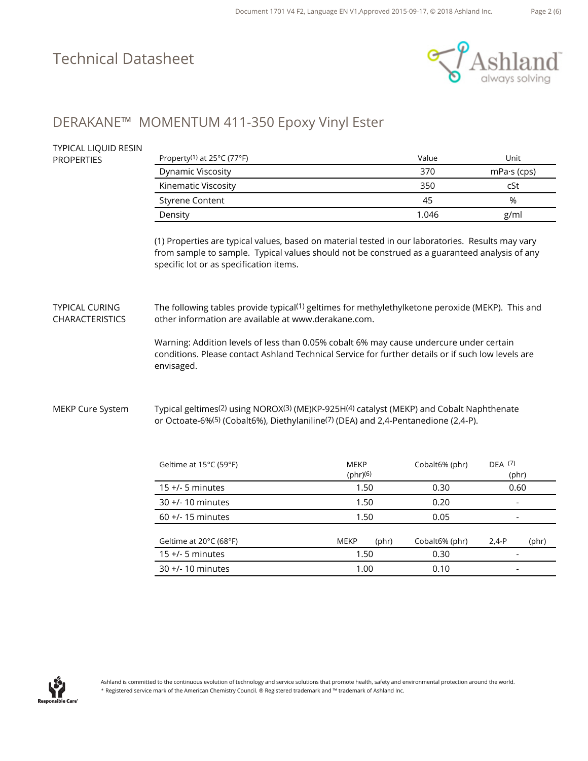# Technical Datasheet

## DERAKANE™ MOMENTUM 411-350 Epoxy Vinyl Ester

### TYPICAL LIQUID RESIN PROPERTIES

| Property[1] at 25°C (77°F) | Value | Unit |
|---|---|---|
| Dynamic Viscosity | 370 | mPa·s (cps) |
| Kinematic Viscosity | 350 | cSt |
| Styrene Content | 45 | % |
| Density | 1.046 | g/ml |

(1) Properties are typical values, based on material tested in our laboratories. Results may vary from sample to sample. Typical values should not be construed as a guaranteed analysis of any specific lot or as specification items.

### TYPICAL CURING CHARACTERISTICS

The following tables provide typical[1] geltimes for methylethylketone peroxide (MEKP). This and other information are available at www.derakane.com.

Warning: Addition levels of less than 0.05% cobalt 6% may cause undercure under certain conditions. Please contact Ashland Technical Service for further details or if such low levels are envisaged.

### MEKP Cure System

Typical geltimes[2] using NOROX[3] (ME)KP-925H[4] catalyst (MEKP) and Cobalt Naphthenate or Octoate-6%[5] (Cobalt6%), Diethylaniline[7] (DEA) and 2,4-Pentanedione (2,4-P).

| Geltime at 15°C (59°F) | MEKP (phr)[6] | Cobalt6% (phr) | DEA [7] (phr) |
|---|---|---|---|
| 15 +/- 5 minutes | 1.50 | 0.30 | 0.60 |
| 30 +/- 10 minutes | 1.50 | 0.20 | - |
| 60 +/- 15 minutes | 1.50 | 0.05 | - |

| Geltime at 20°C (68°F) | MEKP (phr) | Cobalt6% (phr) | 2,4-P (phr) |
|---|---|---|---|
| 15 +/- 5 minutes | 1.50 | 0.30 | - |
| 30 +/- 10 minutes | 1.00 | 0.10 | - |

Ashland is committed to the continuous evolution of technology and service solutions that promote health, safety and environmental protection around the world.
* Registered service mark of the American Chemistry Council. ® Registered trademark and ™ trademark of Ashland Inc.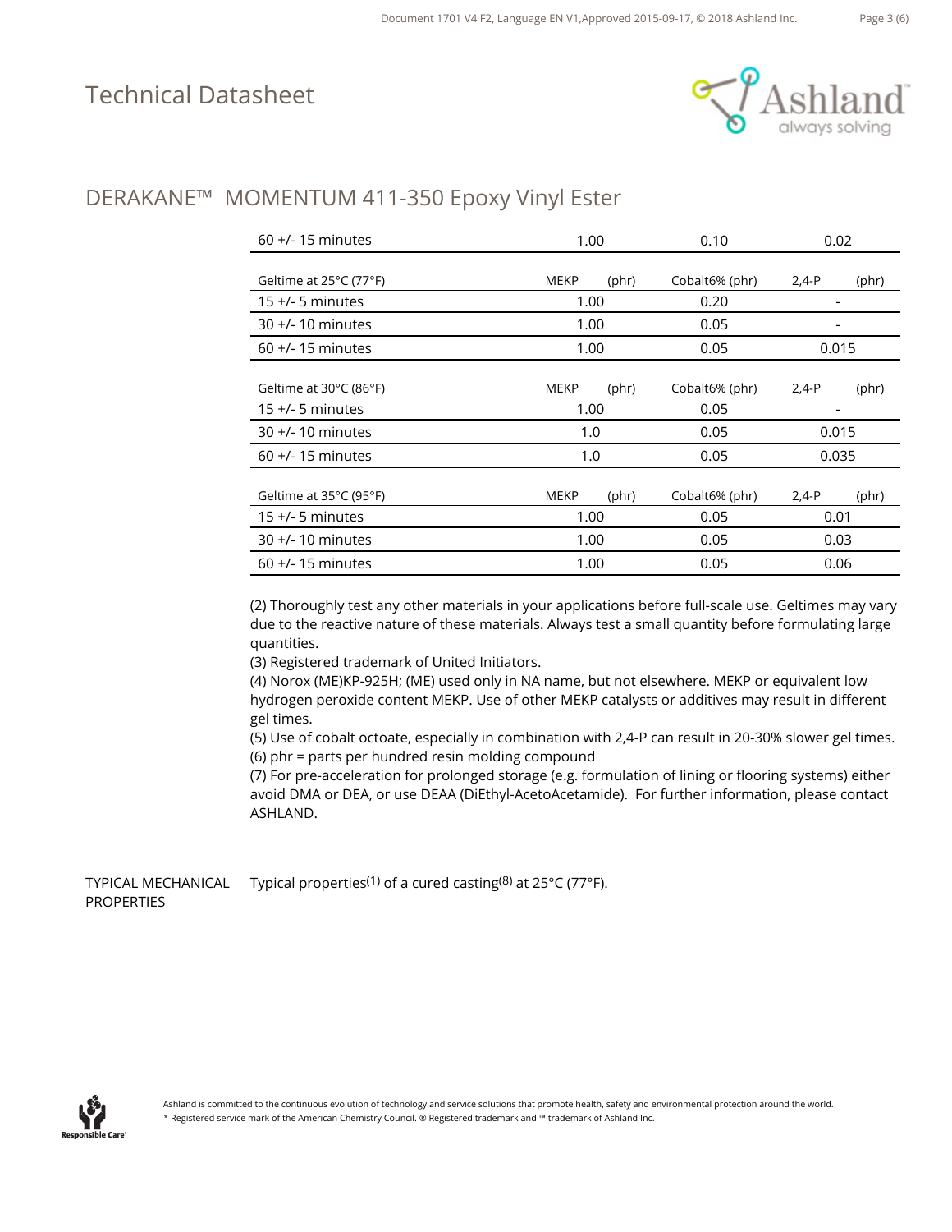# Technical Datasheet

## DERAKANE™ MOMENTUM 411-350 Epoxy Vinyl Ester

| | | | |
|---|---|---|---|
| 60 +/- 15 minutes | 1.00 | 0.10 | 0.02 |

| Geltime at 25°C (77°F) | MEKP (phr) | Cobalt6% (phr) | 2,4-P (phr) |
|---|---|---|---|
| 15 +/- 5 minutes | 1.00 | 0.20 | - |
| 30 +/- 10 minutes | 1.00 | 0.05 | - |
| 60 +/- 15 minutes | 1.00 | 0.05 | 0.015 |

| Geltime at 30°C (86°F) | MEKP (phr) | Cobalt6% (phr) | 2,4-P (phr) |
|---|---|---|---|
| 15 +/- 5 minutes | 1.00 | 0.05 | - |
| 30 +/- 10 minutes | 1.0 | 0.05 | 0.015 |
| 60 +/- 15 minutes | 1.0 | 0.05 | 0.035 |

| Geltime at 35°C (95°F) | MEKP (phr) | Cobalt6% (phr) | 2,4-P (phr) |
|---|---|---|---|
| 15 +/- 5 minutes | 1.00 | 0.05 | 0.01 |
| 30 +/- 10 minutes | 1.00 | 0.05 | 0.03 |
| 60 +/- 15 minutes | 1.00 | 0.05 | 0.06 |

(2) Thoroughly test any other materials in your applications before full-scale use. Geltimes may vary due to the reactive nature of these materials. Always test a small quantity before formulating large quantities.
(3) Registered trademark of United Initiators.
(4) Norox (ME)KP-925H; (ME) used only in NA name, but not elsewhere. MEKP or equivalent low hydrogen peroxide content MEKP. Use of other MEKP catalysts or additives may result in different gel times.
(5) Use of cobalt octoate, especially in combination with 2,4-P can result in 20-30% slower gel times.
(6) phr = parts per hundred resin molding compound
(7) For pre-acceleration for prolonged storage (e.g. formulation of lining or flooring systems) either avoid DMA or DEA, or use DEAA (DiEthyl-AcetoAcetamide). For further information, please contact ASHLAND.

### TYPICAL MECHANICAL PROPERTIES

Typical properties[1] of a cured casting[8] at 25°C (77°F).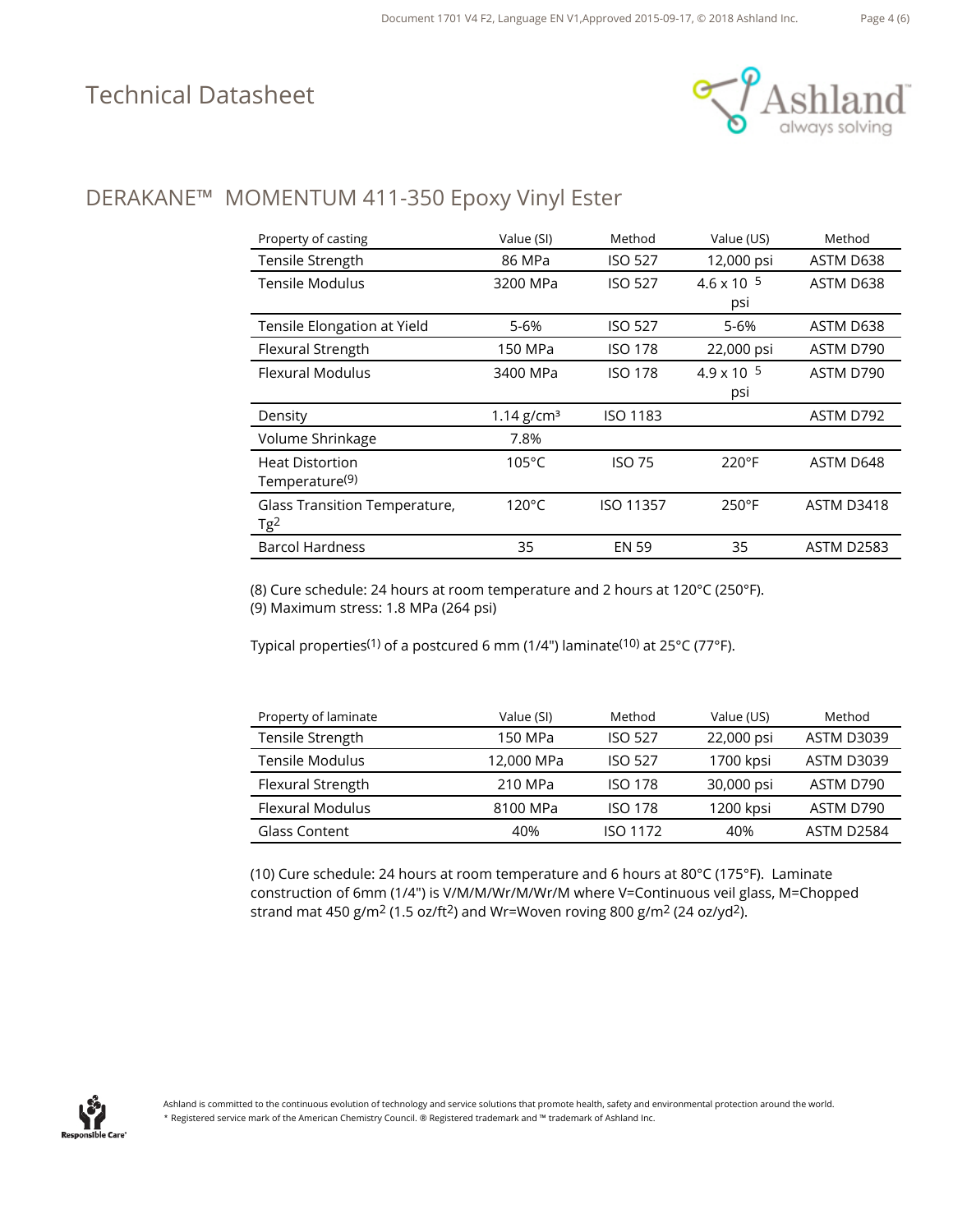# Technical Datasheet

## DERAKANE™ MOMENTUM 411-350 Epoxy Vinyl Ester

| Property of casting | Value (SI) | Method | Value (US) | Method |
|---|---|---|---|---|
| Tensile Strength | 86 MPa | ISO 527 | 12,000 psi | ASTM D638 |
| Tensile Modulus | 3200 MPa | ISO 527 | $4.6 \times 10^5$ psi | ASTM D638 |
| Tensile Elongation at Yield | 5-6% | ISO 527 | 5-6% | ASTM D638 |
| Flexural Strength | 150 MPa | ISO 178 | 22,000 psi | ASTM D790 |
| Flexural Modulus | 3400 MPa | ISO 178 | $4.9 \times 10^5$ psi | ASTM D790 |
| Density | 1.14 g/cm³ | ISO 1183 | | ASTM D792 |
| Volume Shrinkage | 7.8% | | | |
| Heat Distortion Temperature(9) | 105°C | ISO 75 | 220°F | ASTM D648 |
| Glass Transition Temperature, Tg2 | 120°C | ISO 11357 | 250°F | ASTM D3418 |
| Barcol Hardness | 35 | EN 59 | 35 | ASTM D2583 |

(8) Cure schedule: 24 hours at room temperature and 2 hours at 120°C (250°F).
(9) Maximum stress: 1.8 MPa (264 psi)

Typical properties(1) of a postcured 6 mm (1/4") laminate(10) at 25°C (77°F).

| Property of laminate | Value (SI) | Method | Value (US) | Method |
|---|---|---|---|---|
| Tensile Strength | 150 MPa | ISO 527 | 22,000 psi | ASTM D3039 |
| Tensile Modulus | 12,000 MPa | ISO 527 | 1700 kpsi | ASTM D3039 |
| Flexural Strength | 210 MPa | ISO 178 | 30,000 psi | ASTM D790 |
| Flexural Modulus | 8100 MPa | ISO 178 | 1200 kpsi | ASTM D790 |
| Glass Content | 40% | ISO 1172 | 40% | ASTM D2584 |

(10) Cure schedule: 24 hours at room temperature and 6 hours at 80°C (175°F). Laminate construction of 6mm (1/4") is V/M/M/Wr/M/Wr/M where V=Continuous veil glass, M=Chopped strand mat 450 g/m² (1.5 oz/ft²) and Wr=Woven roving 800 g/m² (24 oz/yd²).

Ashland is committed to the continuous evolution of technology and service solutions that promote health, safety and environmental protection around the world.
* Registered service mark of the American Chemistry Council. ® Registered trademark and ™ trademark of Ashland Inc.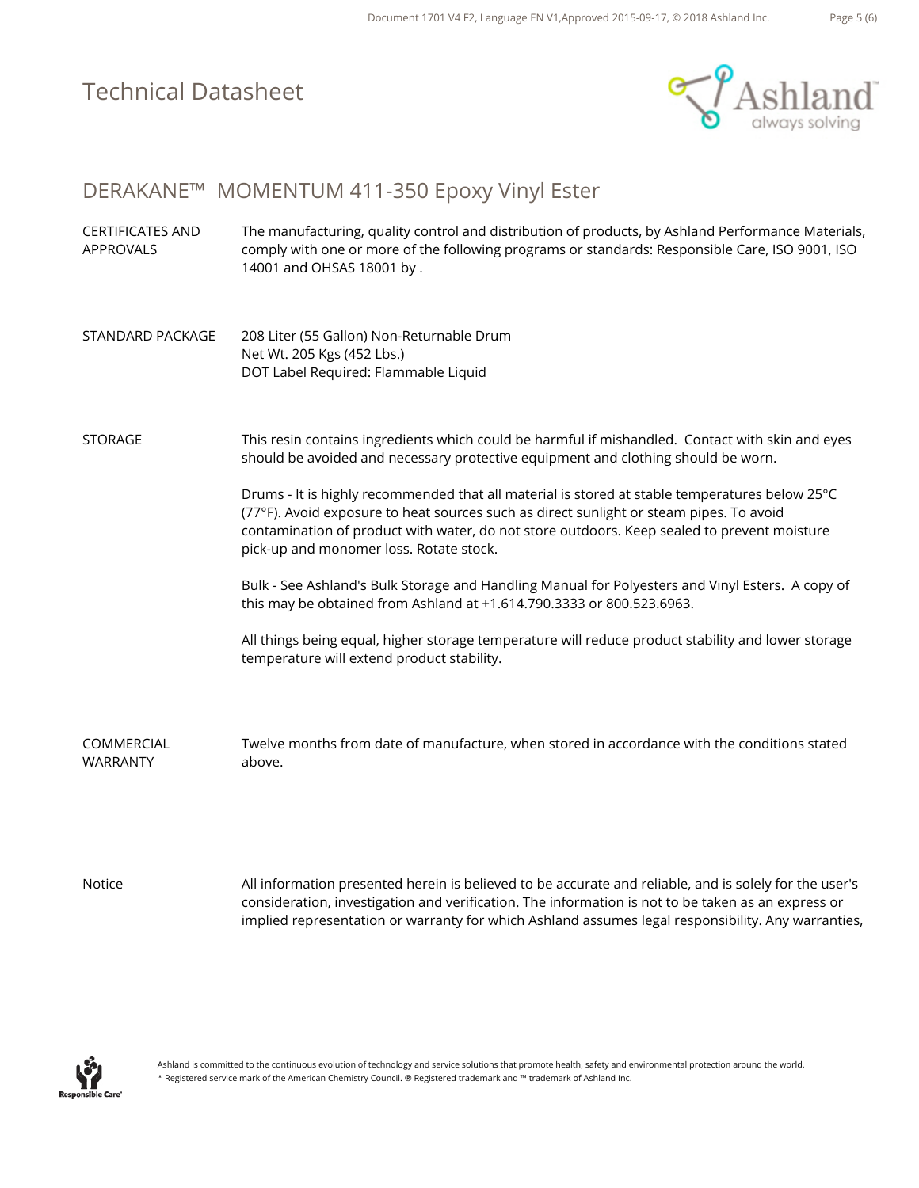# Technical Datasheet

## DERAKANE™ MOMENTUM 411-350 Epoxy Vinyl Ester

| | |
|---|---|
| CERTIFICATES AND APPROVALS | The manufacturing, quality control and distribution of products, by Ashland Performance Materials, comply with one or more of the following programs or standards: Responsible Care, ISO 9001, ISO 14001 and OHSAS 18001 by . |
| STANDARD PACKAGE | 208 Liter (55 Gallon) Non-Returnable Drum<br>Net Wt. 205 Kgs (452 Lbs.)<br>DOT Label Required: Flammable Liquid |
| STORAGE | This resin contains ingredients which could be harmful if mishandled. Contact with skin and eyes should be avoided and necessary protective equipment and clothing should be worn.<br><br>Drums - It is highly recommended that all material is stored at stable temperatures below 25°C (77°F). Avoid exposure to heat sources such as direct sunlight or steam pipes. To avoid contamination of product with water, do not store outdoors. Keep sealed to prevent moisture pick-up and monomer loss. Rotate stock.<br><br>Bulk - See Ashland's Bulk Storage and Handling Manual for Polyesters and Vinyl Esters. A copy of this may be obtained from Ashland at +1.614.790.3333 or 800.523.6963.<br><br>All things being equal, higher storage temperature will reduce product stability and lower storage temperature will extend product stability. |
| COMMERCIAL WARRANTY | Twelve months from date of manufacture, when stored in accordance with the conditions stated above. |
| Notice | All information presented herein is believed to be accurate and reliable, and is solely for the user's consideration, investigation and verification. The information is not to be taken as an express or implied representation or warranty for which Ashland assumes legal responsibility. Any warranties, |

Ashland is committed to the continuous evolution of technology and service solutions that promote health, safety and environmental protection around the world.
* Registered service mark of the American Chemistry Council. ® Registered trademark and ™ trademark of Ashland Inc.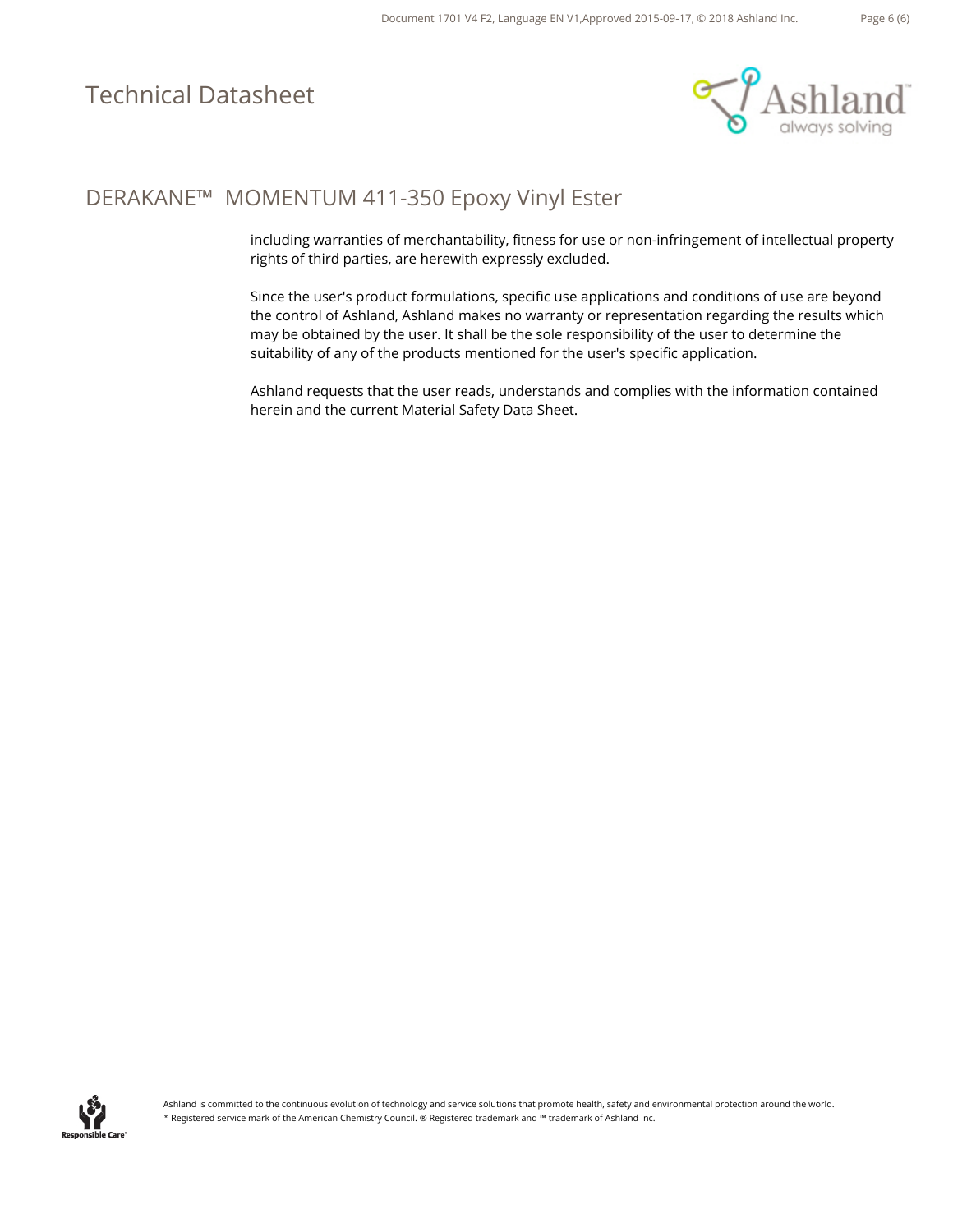including warranties of merchantability, fitness for use or non-infringement of intellectual property rights of third parties, are herewith expressly excluded.

Since the user's product formulations, specific use applications and conditions of use are beyond the control of Ashland, Ashland makes no warranty or representation regarding the results which may be obtained by the user. It shall be the sole responsibility of the user to determine the suitability of any of the products mentioned for the user's specific application.

Ashland requests that the user reads, understands and complies with the information contained herein and the current Material Safety Data Sheet.